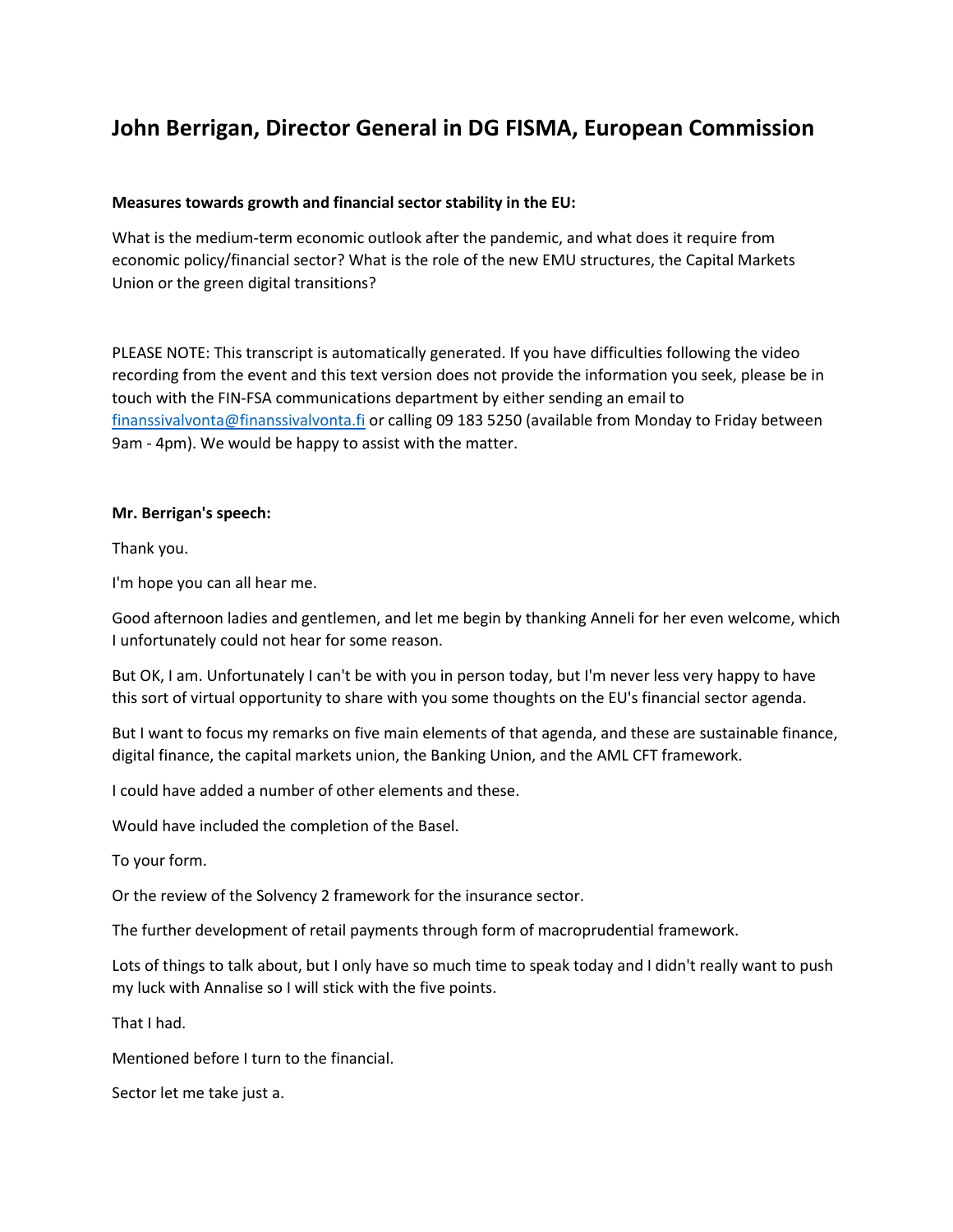# John Berrigan, Director General in DG FISMA, European Commission

**Measures towards growth and financial sector stability in the EU:**

What is the medium-term economic outlook after the pandemic, and what does it require from economic policy/financial sector? What is the role of the new EMU structures, the Capital Markets Union or the green digital transitions?

PLEASE NOTE: This transcript is automatically generated. If you have difficulties following the video recording from the event and this text version does not provide the information you seek, please be in touch with the FIN-FSA communications department by either sending an email to finanssivalvonta@finanssivalvonta.fi or calling 09 183 5250 (available from Monday to Friday between 9am - 4pm). We would be happy to assist with the matter.

**Mr. Berrigan's speech:**

Thank you.

I'm hope you can all hear me.

Good afternoon ladies and gentlemen, and let me begin by thanking Anneli for her even welcome, which I unfortunately could not hear for some reason.

But OK, I am. Unfortunately I can't be with you in person today, but I'm never less very happy to have this sort of virtual opportunity to share with you some thoughts on the EU's financial sector agenda.

But I want to focus my remarks on five main elements of that agenda, and these are sustainable finance, digital finance, the capital markets union, the Banking Union, and the AML CFT framework.

I could have added a number of other elements and these.

Would have included the completion of the Basel.

To your form.

Or the review of the Solvency 2 framework for the insurance sector.

The further development of retail payments through form of macroprudential framework.

Lots of things to talk about, but I only have so much time to speak today and I didn't really want to push my luck with Annalise so I will stick with the five points.

That I had.

Mentioned before I turn to the financial.

Sector let me take just a.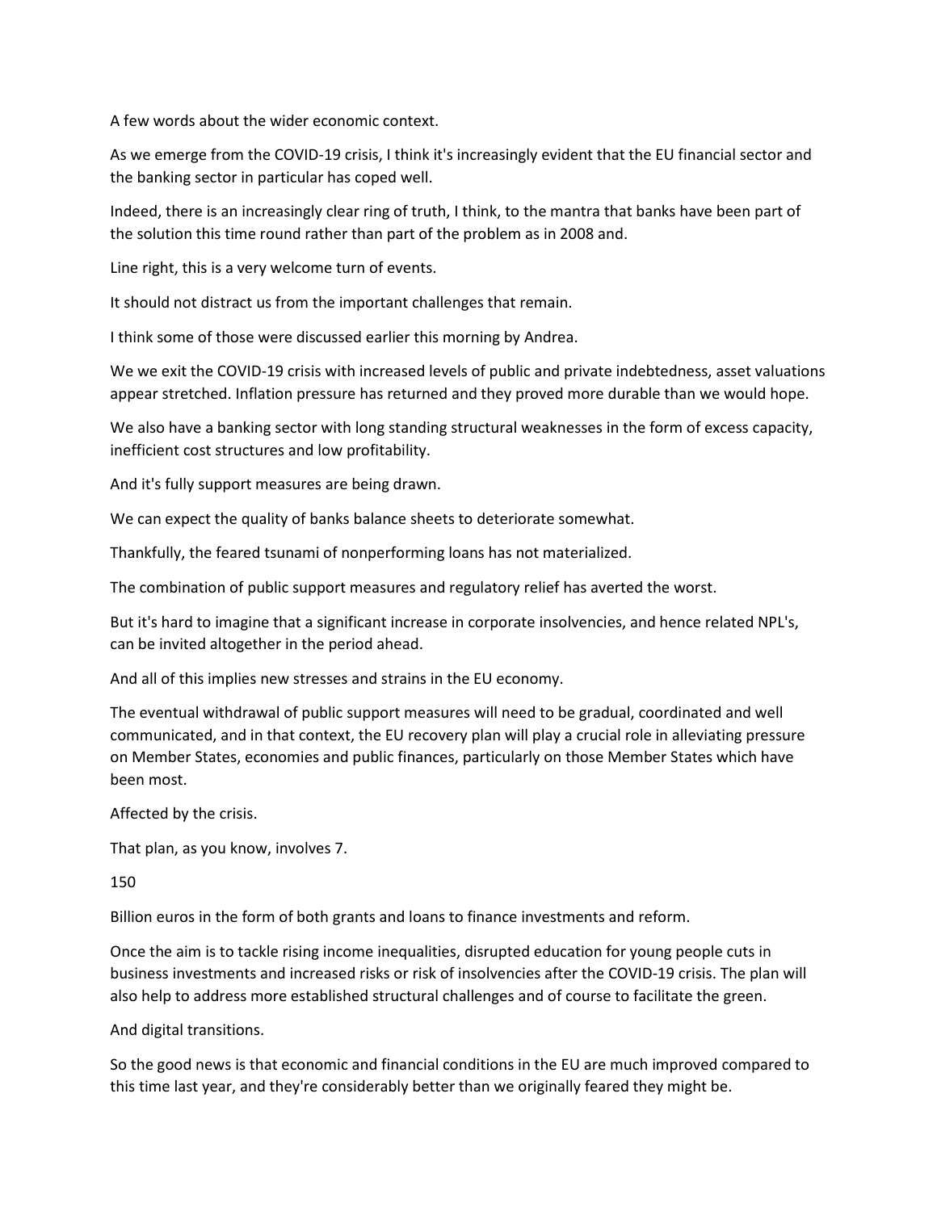A few words about the wider economic context.

As we emerge from the COVID-19 crisis, I think it's increasingly evident that the EU financial sector and the banking sector in particular has coped well.

Indeed, there is an increasingly clear ring of truth, I think, to the mantra that banks have been part of the solution this time round rather than part of the problem as in 2008 and.

Line right, this is a very welcome turn of events.

It should not distract us from the important challenges that remain.

I think some of those were discussed earlier this morning by Andrea.

We we exit the COVID-19 crisis with increased levels of public and private indebtedness, asset valuations appear stretched. Inflation pressure has returned and they proved more durable than we would hope.

We also have a banking sector with long standing structural weaknesses in the form of excess capacity, inefficient cost structures and low profitability.

And it's fully support measures are being drawn.

We can expect the quality of banks balance sheets to deteriorate somewhat.

Thankfully, the feared tsunami of nonperforming loans has not materialized.

The combination of public support measures and regulatory relief has averted the worst.

But it's hard to imagine that a significant increase in corporate insolvencies, and hence related NPL's, can be invited altogether in the period ahead.

And all of this implies new stresses and strains in the EU economy.

The eventual withdrawal of public support measures will need to be gradual, coordinated and well communicated, and in that context, the EU recovery plan will play a crucial role in alleviating pressure on Member States, economies and public finances, particularly on those Member States which have been most.

Affected by the crisis.

That plan, as you know, involves 7.

150

Billion euros in the form of both grants and loans to finance investments and reform.

Once the aim is to tackle rising income inequalities, disrupted education for young people cuts in business investments and increased risks or risk of insolvencies after the COVID-19 crisis. The plan will also help to address more established structural challenges and of course to facilitate the green.

And digital transitions.

So the good news is that economic and financial conditions in the EU are much improved compared to this time last year, and they're considerably better than we originally feared they might be.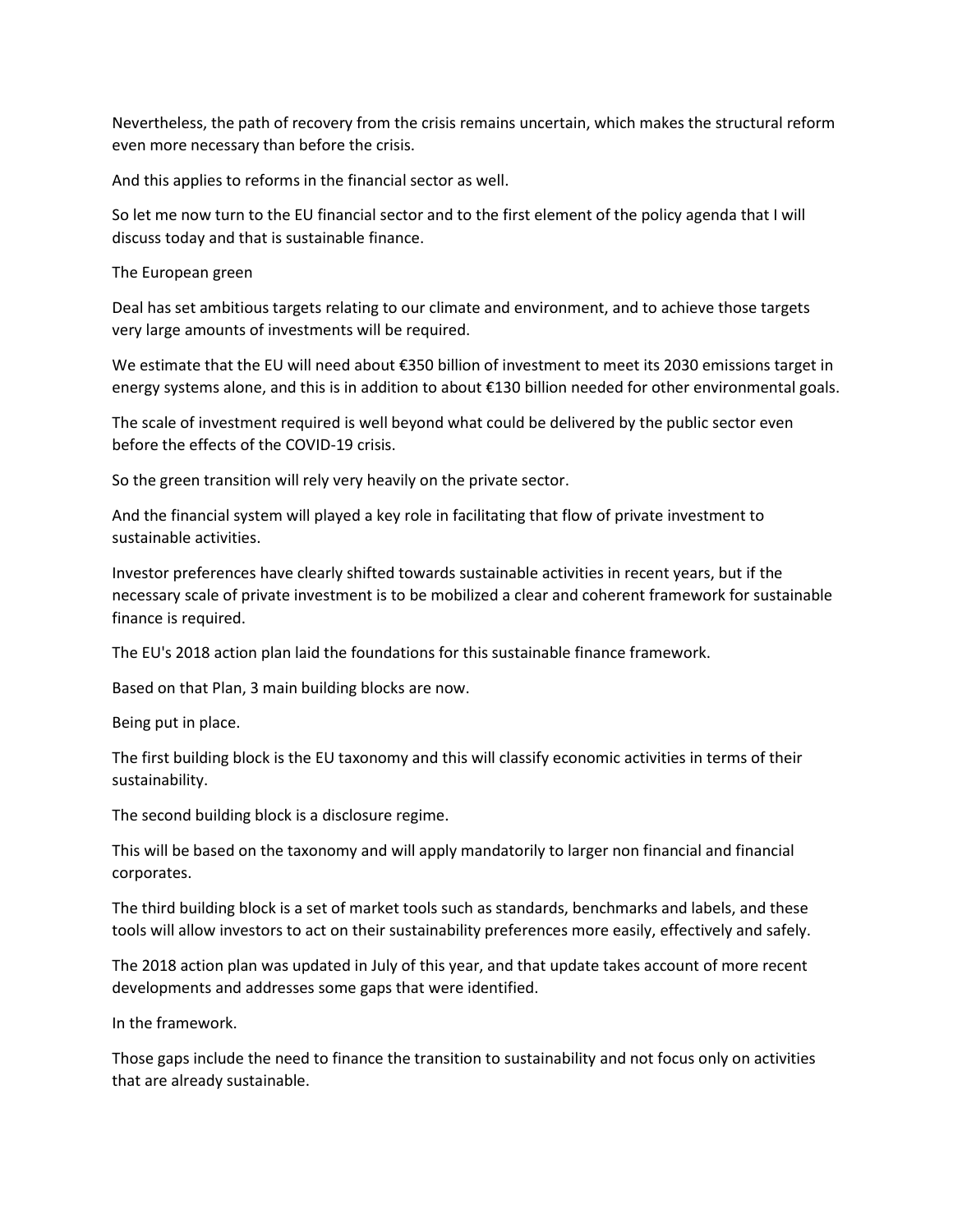Nevertheless, the path of recovery from the crisis remains uncertain, which makes the structural reform even more necessary than before the crisis.

And this applies to reforms in the financial sector as well.

So let me now turn to the EU financial sector and to the first element of the policy agenda that I will discuss today and that is sustainable finance.

The European green

Deal has set ambitious targets relating to our climate and environment, and to achieve those targets very large amounts of investments will be required.

We estimate that the EU will need about €350 billion of investment to meet its 2030 emissions target in energy systems alone, and this is in addition to about €130 billion needed for other environmental goals.

The scale of investment required is well beyond what could be delivered by the public sector even before the effects of the COVID-19 crisis.

So the green transition will rely very heavily on the private sector.

And the financial system will played a key role in facilitating that flow of private investment to sustainable activities.

Investor preferences have clearly shifted towards sustainable activities in recent years, but if the necessary scale of private investment is to be mobilized a clear and coherent framework for sustainable finance is required.

The EU's 2018 action plan laid the foundations for this sustainable finance framework.

Based on that Plan, 3 main building blocks are now.

Being put in place.

The first building block is the EU taxonomy and this will classify economic activities in terms of their sustainability.

The second building block is a disclosure regime.

This will be based on the taxonomy and will apply mandatorily to larger non financial and financial corporates.

The third building block is a set of market tools such as standards, benchmarks and labels, and these tools will allow investors to act on their sustainability preferences more easily, effectively and safely.

The 2018 action plan was updated in July of this year, and that update takes account of more recent developments and addresses some gaps that were identified.

In the framework.

Those gaps include the need to finance the transition to sustainability and not focus only on activities that are already sustainable.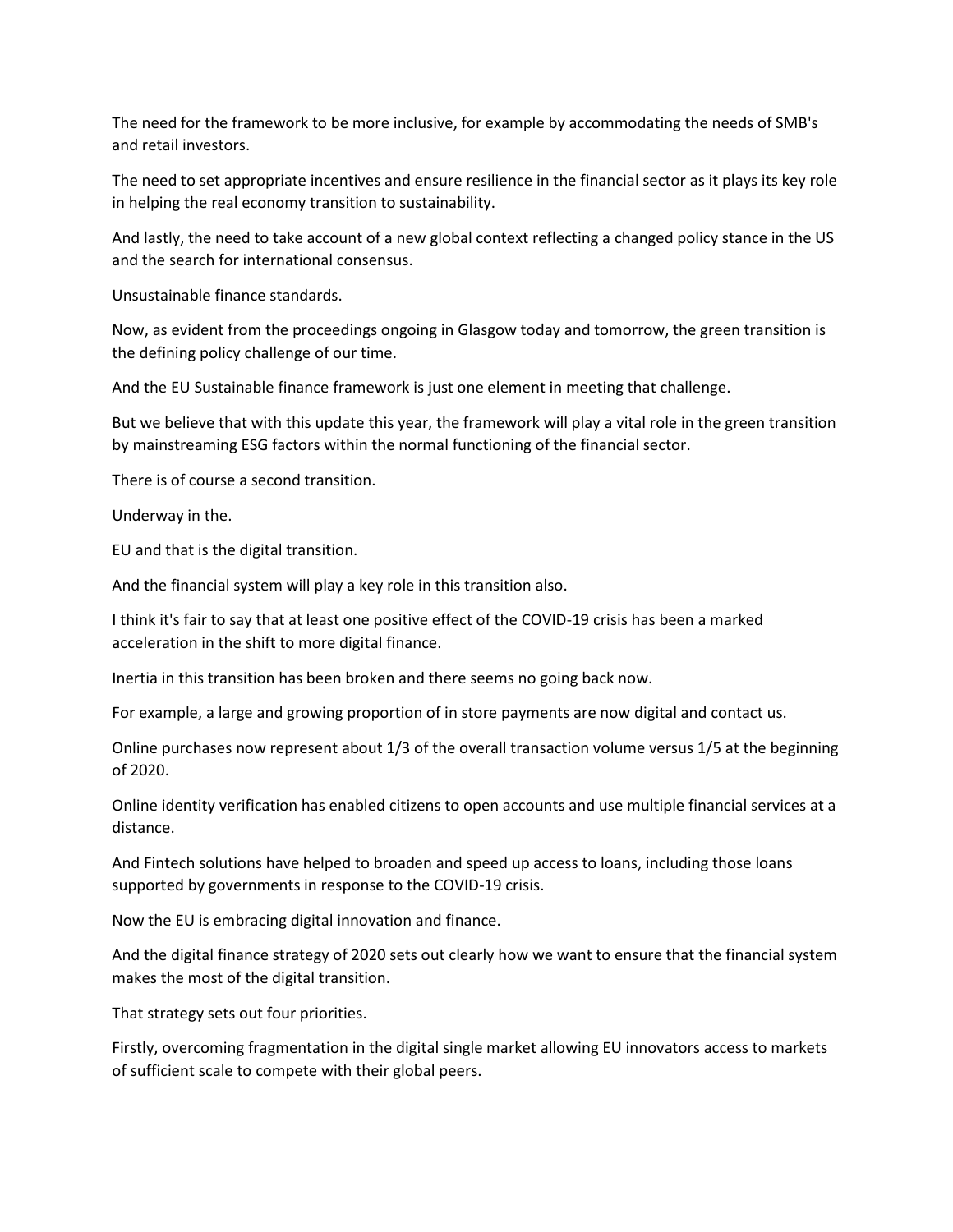The need for the framework to be more inclusive, for example by accommodating the needs of SMB's and retail investors.

The need to set appropriate incentives and ensure resilience in the financial sector as it plays its key role in helping the real economy transition to sustainability.

And lastly, the need to take account of a new global context reflecting a changed policy stance in the US and the search for international consensus.

Unsustainable finance standards.

Now, as evident from the proceedings ongoing in Glasgow today and tomorrow, the green transition is the defining policy challenge of our time.

And the EU Sustainable finance framework is just one element in meeting that challenge.

But we believe that with this update this year, the framework will play a vital role in the green transition by mainstreaming ESG factors within the normal functioning of the financial sector.

There is of course a second transition.

Underway in the.

EU and that is the digital transition.

And the financial system will play a key role in this transition also.

I think it's fair to say that at least one positive effect of the COVID-19 crisis has been a marked acceleration in the shift to more digital finance.

Inertia in this transition has been broken and there seems no going back now.

For example, a large and growing proportion of in store payments are now digital and contact us.

Online purchases now represent about 1/3 of the overall transaction volume versus 1/5 at the beginning of 2020.

Online identity verification has enabled citizens to open accounts and use multiple financial services at a distance.

And Fintech solutions have helped to broaden and speed up access to loans, including those loans supported by governments in response to the COVID-19 crisis.

Now the EU is embracing digital innovation and finance.

And the digital finance strategy of 2020 sets out clearly how we want to ensure that the financial system makes the most of the digital transition.

That strategy sets out four priorities.

Firstly, overcoming fragmentation in the digital single market allowing EU innovators access to markets of sufficient scale to compete with their global peers.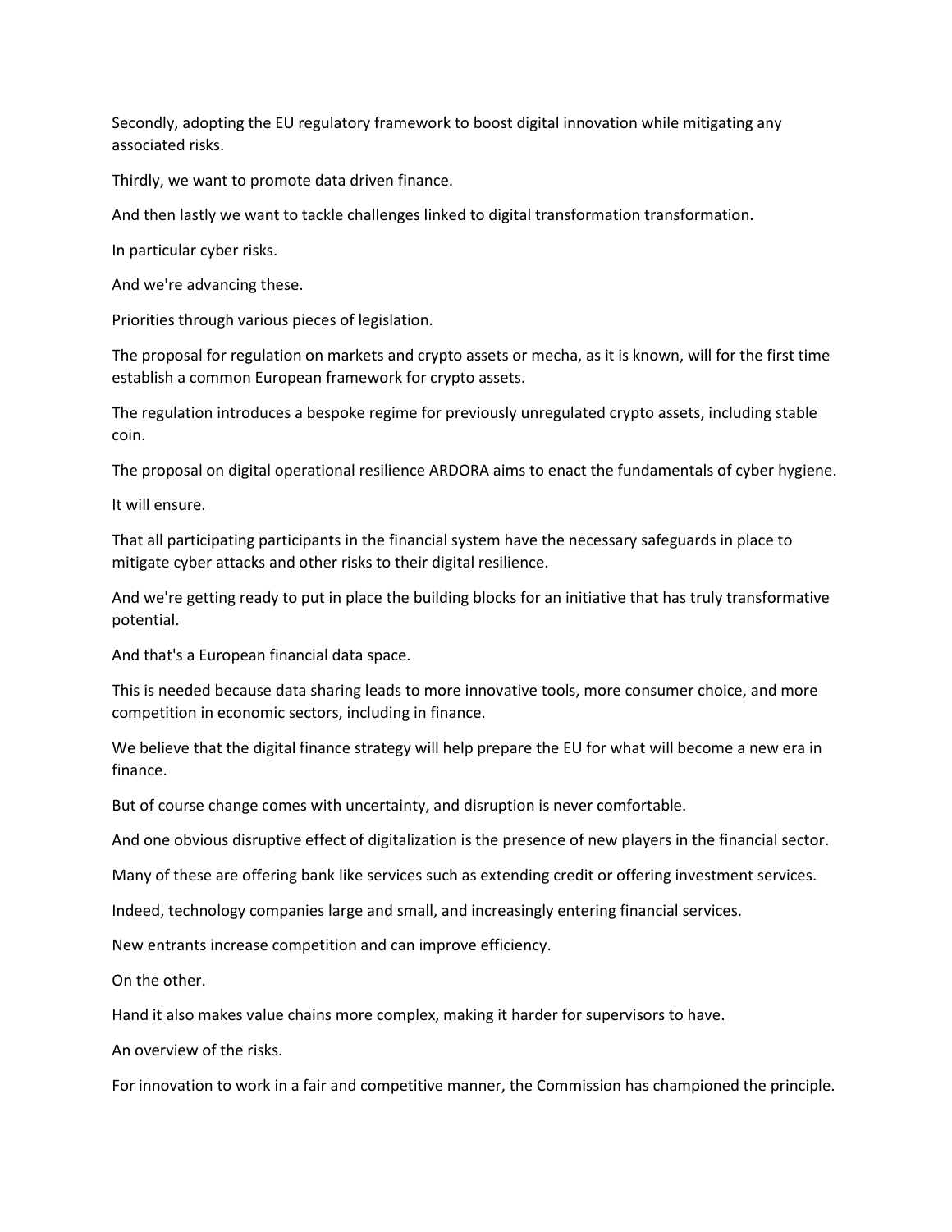Secondly, adopting the EU regulatory framework to boost digital innovation while mitigating any associated risks.

Thirdly, we want to promote data driven finance.

And then lastly we want to tackle challenges linked to digital transformation transformation.

In particular cyber risks.

And we're advancing these.

Priorities through various pieces of legislation.

The proposal for regulation on markets and crypto assets or mecha, as it is known, will for the first time establish a common European framework for crypto assets.

The regulation introduces a bespoke regime for previously unregulated crypto assets, including stable coin.

The proposal on digital operational resilience ARDORA aims to enact the fundamentals of cyber hygiene.

It will ensure.

That all participating participants in the financial system have the necessary safeguards in place to mitigate cyber attacks and other risks to their digital resilience.

And we're getting ready to put in place the building blocks for an initiative that has truly transformative potential.

And that's a European financial data space.

This is needed because data sharing leads to more innovative tools, more consumer choice, and more competition in economic sectors, including in finance.

We believe that the digital finance strategy will help prepare the EU for what will become a new era in finance.

But of course change comes with uncertainty, and disruption is never comfortable.

And one obvious disruptive effect of digitalization is the presence of new players in the financial sector.

Many of these are offering bank like services such as extending credit or offering investment services.

Indeed, technology companies large and small, and increasingly entering financial services.

New entrants increase competition and can improve efficiency.

On the other.

Hand it also makes value chains more complex, making it harder for supervisors to have.

An overview of the risks.

For innovation to work in a fair and competitive manner, the Commission has championed the principle.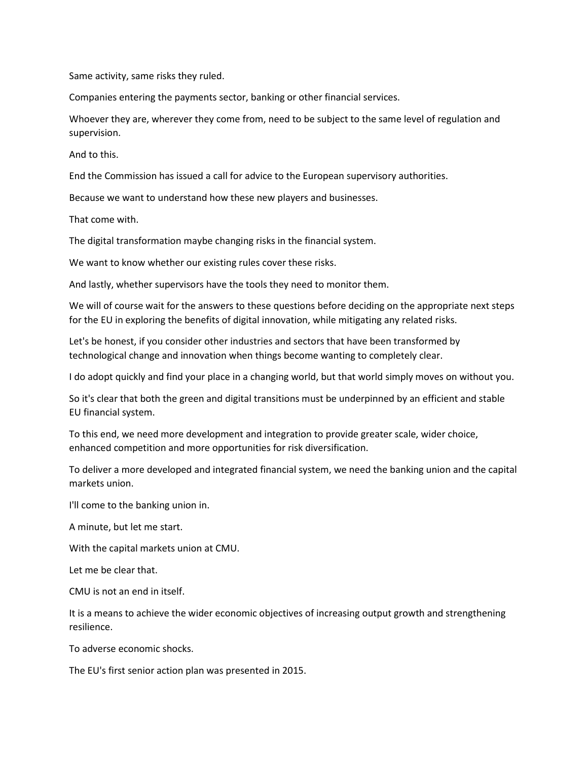Same activity, same risks they ruled.

Companies entering the payments sector, banking or other financial services.

Whoever they are, wherever they come from, need to be subject to the same level of regulation and supervision.

And to this.

End the Commission has issued a call for advice to the European supervisory authorities.

Because we want to understand how these new players and businesses.

That come with.

The digital transformation maybe changing risks in the financial system.

We want to know whether our existing rules cover these risks.

And lastly, whether supervisors have the tools they need to monitor them.

We will of course wait for the answers to these questions before deciding on the appropriate next steps for the EU in exploring the benefits of digital innovation, while mitigating any related risks.

Let's be honest, if you consider other industries and sectors that have been transformed by technological change and innovation when things become wanting to completely clear.

I do adopt quickly and find your place in a changing world, but that world simply moves on without you.

So it's clear that both the green and digital transitions must be underpinned by an efficient and stable EU financial system.

To this end, we need more development and integration to provide greater scale, wider choice, enhanced competition and more opportunities for risk diversification.

To deliver a more developed and integrated financial system, we need the banking union and the capital markets union.

I'll come to the banking union in.

A minute, but let me start.

With the capital markets union at CMU.

Let me be clear that.

CMU is not an end in itself.

It is a means to achieve the wider economic objectives of increasing output growth and strengthening resilience.

To adverse economic shocks.

The EU's first senior action plan was presented in 2015.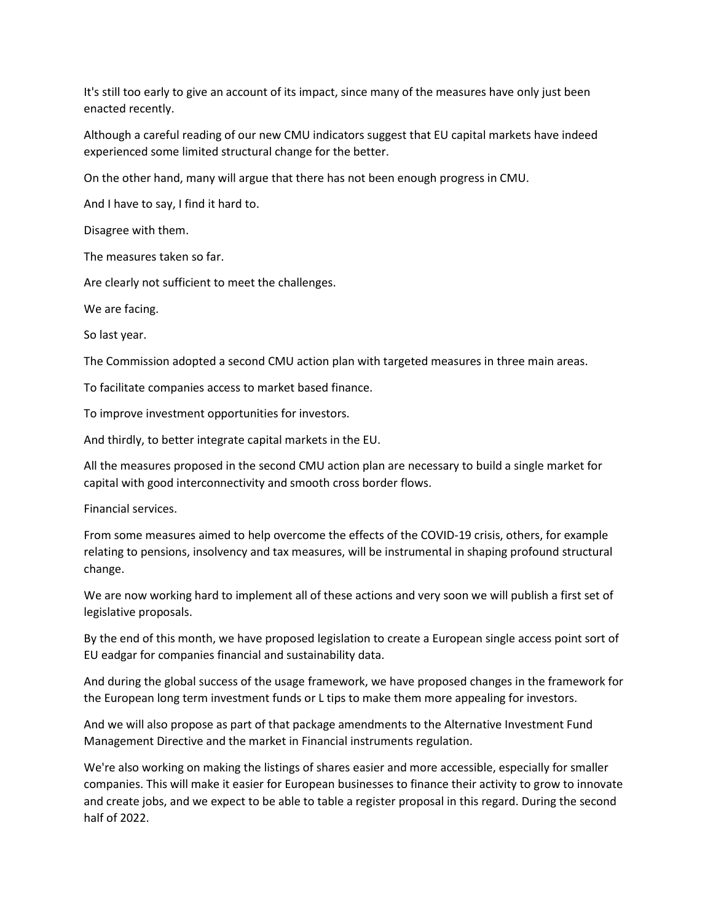It's still too early to give an account of its impact, since many of the measures have only just been enacted recently.

Although a careful reading of our new CMU indicators suggest that EU capital markets have indeed experienced some limited structural change for the better.

On the other hand, many will argue that there has not been enough progress in CMU.

And I have to say, I find it hard to.

Disagree with them.

The measures taken so far.

Are clearly not sufficient to meet the challenges.

We are facing.

So last year.

The Commission adopted a second CMU action plan with targeted measures in three main areas.

To facilitate companies access to market based finance.

To improve investment opportunities for investors.

And thirdly, to better integrate capital markets in the EU.

All the measures proposed in the second CMU action plan are necessary to build a single market for capital with good interconnectivity and smooth cross border flows.

Financial services.

From some measures aimed to help overcome the effects of the COVID-19 crisis, others, for example relating to pensions, insolvency and tax measures, will be instrumental in shaping profound structural change.

We are now working hard to implement all of these actions and very soon we will publish a first set of legislative proposals.

By the end of this month, we have proposed legislation to create a European single access point sort of EU eadgar for companies financial and sustainability data.

And during the global success of the usage framework, we have proposed changes in the framework for the European long term investment funds or L tips to make them more appealing for investors.

And we will also propose as part of that package amendments to the Alternative Investment Fund Management Directive and the market in Financial instruments regulation.

We're also working on making the listings of shares easier and more accessible, especially for smaller companies. This will make it easier for European businesses to finance their activity to grow to innovate and create jobs, and we expect to be able to table a register proposal in this regard. During the second half of 2022.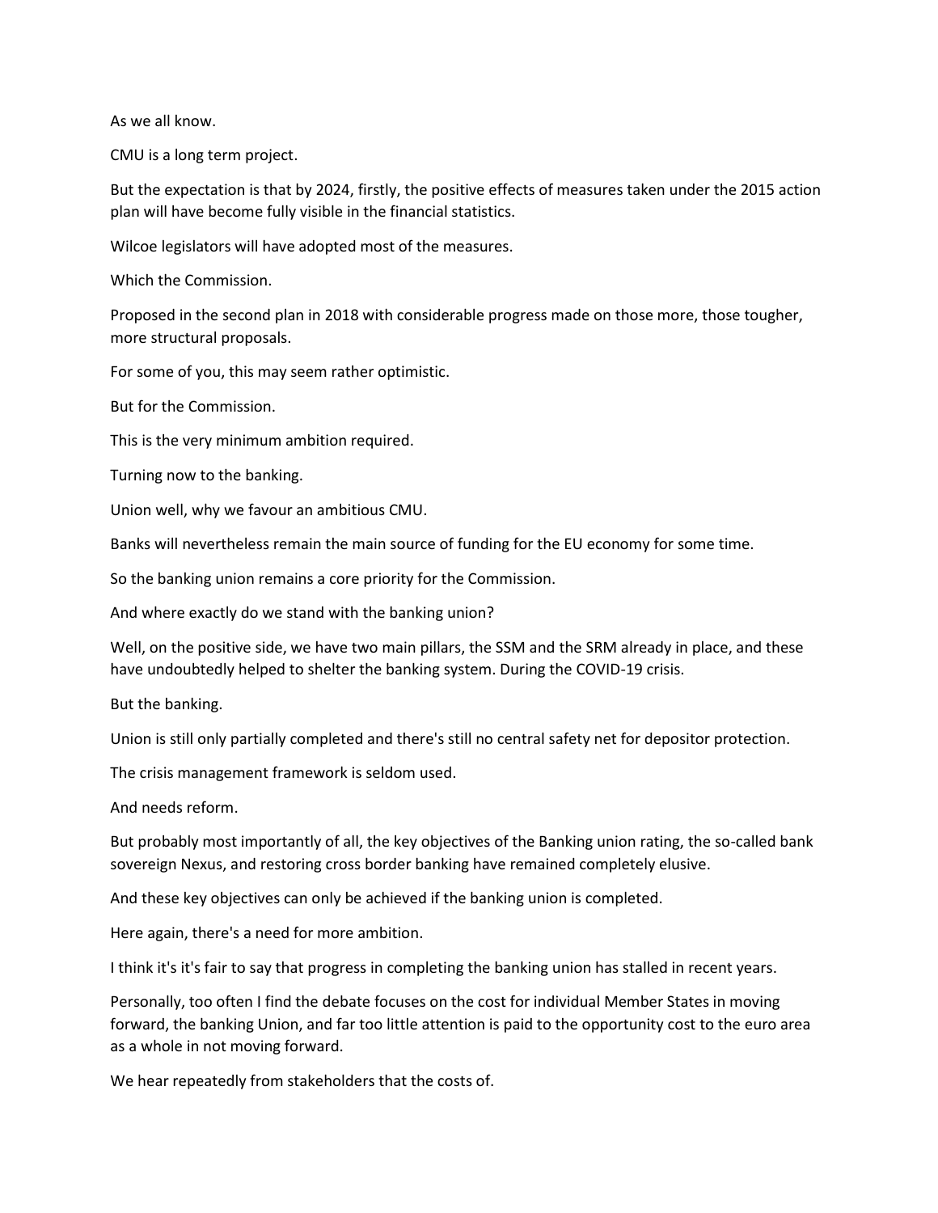As we all know.

CMU is a long term project.

But the expectation is that by 2024, firstly, the positive effects of measures taken under the 2015 action plan will have become fully visible in the financial statistics.

Wilcoe legislators will have adopted most of the measures.

Which the Commission.

Proposed in the second plan in 2018 with considerable progress made on those more, those tougher, more structural proposals.

For some of you, this may seem rather optimistic.

But for the Commission.

This is the very minimum ambition required.

Turning now to the banking.

Union well, why we favour an ambitious CMU.

Banks will nevertheless remain the main source of funding for the EU economy for some time.

So the banking union remains a core priority for the Commission.

And where exactly do we stand with the banking union?

Well, on the positive side, we have two main pillars, the SSM and the SRM already in place, and these have undoubtedly helped to shelter the banking system. During the COVID-19 crisis.

But the banking.

Union is still only partially completed and there's still no central safety net for depositor protection.

The crisis management framework is seldom used.

And needs reform.

But probably most importantly of all, the key objectives of the Banking union rating, the so-called bank sovereign Nexus, and restoring cross border banking have remained completely elusive.

And these key objectives can only be achieved if the banking union is completed.

Here again, there's a need for more ambition.

I think it's it's fair to say that progress in completing the banking union has stalled in recent years.

Personally, too often I find the debate focuses on the cost for individual Member States in moving forward, the banking Union, and far too little attention is paid to the opportunity cost to the euro area as a whole in not moving forward.

We hear repeatedly from stakeholders that the costs of.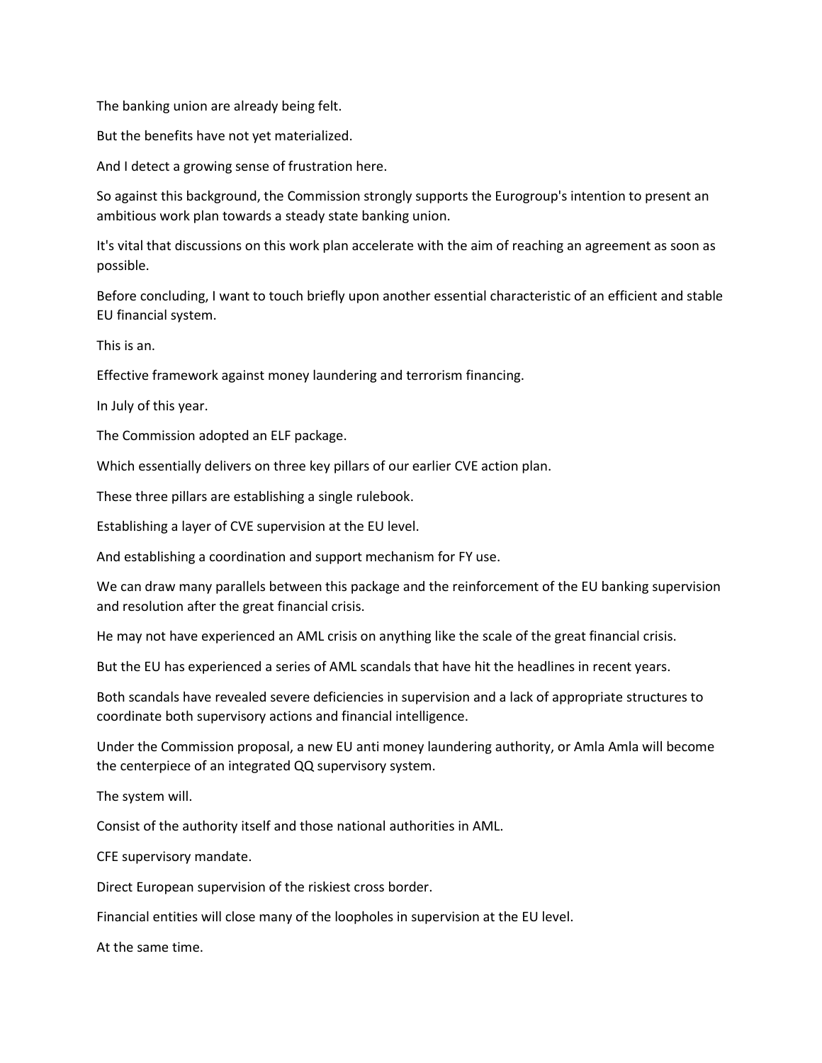The banking union are already being felt.

But the benefits have not yet materialized.

And I detect a growing sense of frustration here.

So against this background, the Commission strongly supports the Eurogroup's intention to present an ambitious work plan towards a steady state banking union.

It's vital that discussions on this work plan accelerate with the aim of reaching an agreement as soon as possible.

Before concluding, I want to touch briefly upon another essential characteristic of an efficient and stable EU financial system.

This is an.

Effective framework against money laundering and terrorism financing.

In July of this year.

The Commission adopted an ELF package.

Which essentially delivers on three key pillars of our earlier CVE action plan.

These three pillars are establishing a single rulebook.

Establishing a layer of CVE supervision at the EU level.

And establishing a coordination and support mechanism for FY use.

We can draw many parallels between this package and the reinforcement of the EU banking supervision and resolution after the great financial crisis.

He may not have experienced an AML crisis on anything like the scale of the great financial crisis.

But the EU has experienced a series of AML scandals that have hit the headlines in recent years.

Both scandals have revealed severe deficiencies in supervision and a lack of appropriate structures to coordinate both supervisory actions and financial intelligence.

Under the Commission proposal, a new EU anti money laundering authority, or Amla Amla will become the centerpiece of an integrated QQ supervisory system.

The system will.

Consist of the authority itself and those national authorities in AML.

CFE supervisory mandate.

Direct European supervision of the riskiest cross border.

Financial entities will close many of the loopholes in supervision at the EU level.

At the same time.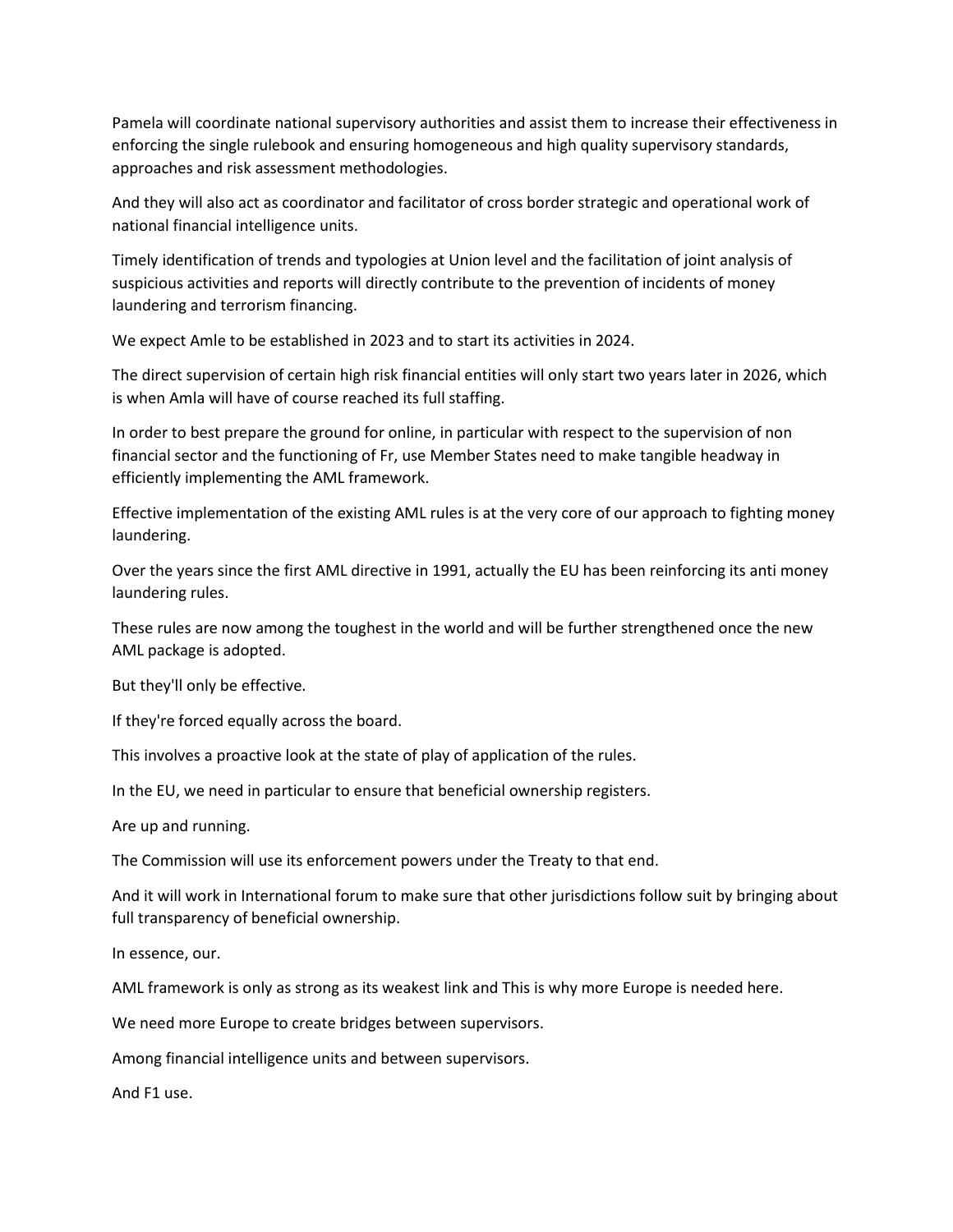Pamela will coordinate national supervisory authorities and assist them to increase their effectiveness in enforcing the single rulebook and ensuring homogeneous and high quality supervisory standards, approaches and risk assessment methodologies.

And they will also act as coordinator and facilitator of cross border strategic and operational work of national financial intelligence units.

Timely identification of trends and typologies at Union level and the facilitation of joint analysis of suspicious activities and reports will directly contribute to the prevention of incidents of money laundering and terrorism financing.

We expect Amle to be established in 2023 and to start its activities in 2024.

The direct supervision of certain high risk financial entities will only start two years later in 2026, which is when Amla will have of course reached its full staffing.

In order to best prepare the ground for online, in particular with respect to the supervision of non financial sector and the functioning of Fr, use Member States need to make tangible headway in efficiently implementing the AML framework.

Effective implementation of the existing AML rules is at the very core of our approach to fighting money laundering.

Over the years since the first AML directive in 1991, actually the EU has been reinforcing its anti money laundering rules.

These rules are now among the toughest in the world and will be further strengthened once the new AML package is adopted.

But they'll only be effective.

If they're forced equally across the board.

This involves a proactive look at the state of play of application of the rules.

In the EU, we need in particular to ensure that beneficial ownership registers.

Are up and running.

The Commission will use its enforcement powers under the Treaty to that end.

And it will work in International forum to make sure that other jurisdictions follow suit by bringing about full transparency of beneficial ownership.

In essence, our.

AML framework is only as strong as its weakest link and This is why more Europe is needed here.

We need more Europe to create bridges between supervisors.

Among financial intelligence units and between supervisors.

And F1 use.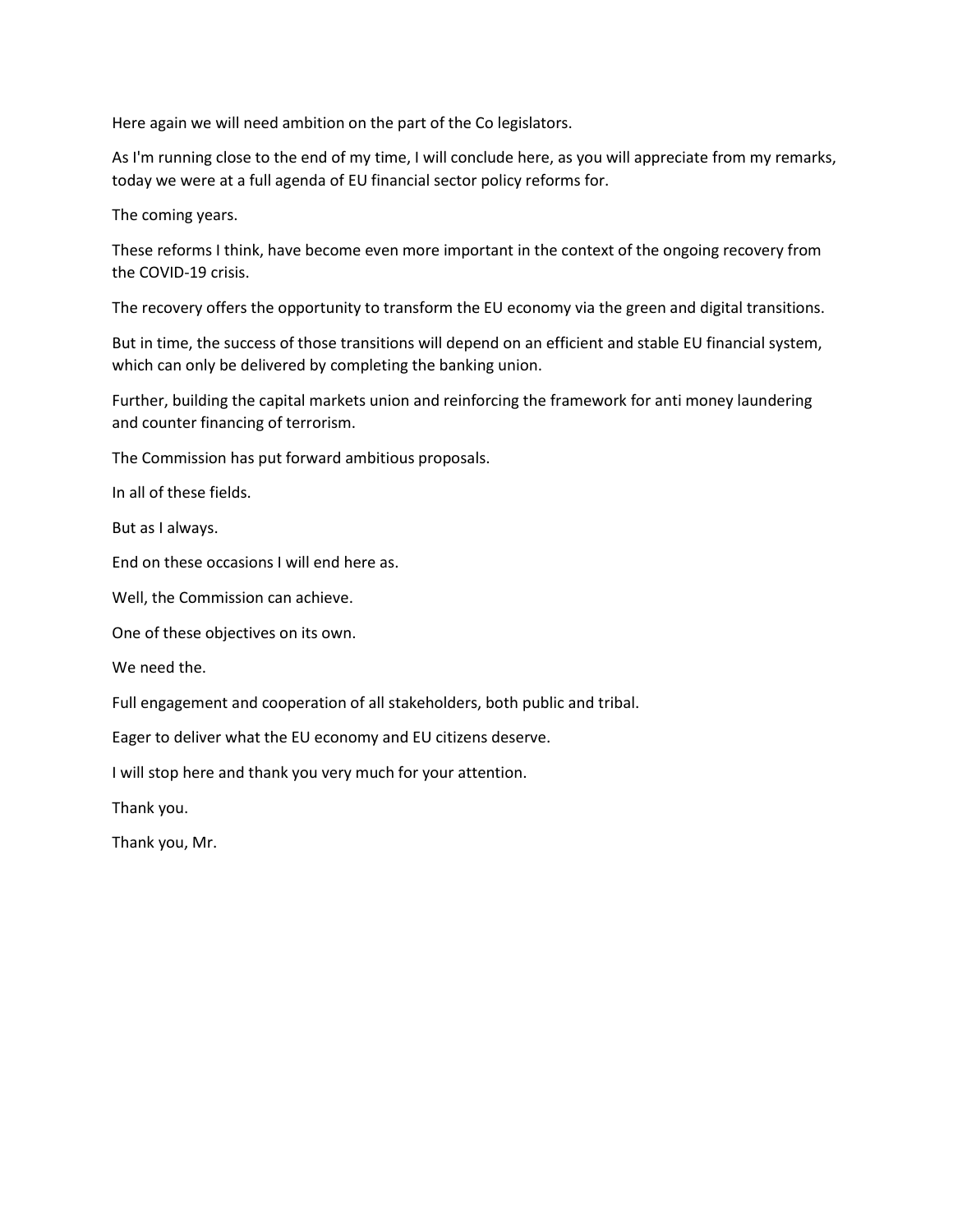Here again we will need ambition on the part of the Co legislators.

As I'm running close to the end of my time, I will conclude here, as you will appreciate from my remarks, today we were at a full agenda of EU financial sector policy reforms for.

The coming years.

These reforms I think, have become even more important in the context of the ongoing recovery from the COVID-19 crisis.

The recovery offers the opportunity to transform the EU economy via the green and digital transitions.

But in time, the success of those transitions will depend on an efficient and stable EU financial system, which can only be delivered by completing the banking union.

Further, building the capital markets union and reinforcing the framework for anti money laundering and counter financing of terrorism.

The Commission has put forward ambitious proposals.

In all of these fields.

But as I always.

End on these occasions I will end here as.

Well, the Commission can achieve.

One of these objectives on its own.

We need the.

Full engagement and cooperation of all stakeholders, both public and tribal.

Eager to deliver what the EU economy and EU citizens deserve.

I will stop here and thank you very much for your attention.

Thank you.

Thank you, Mr.